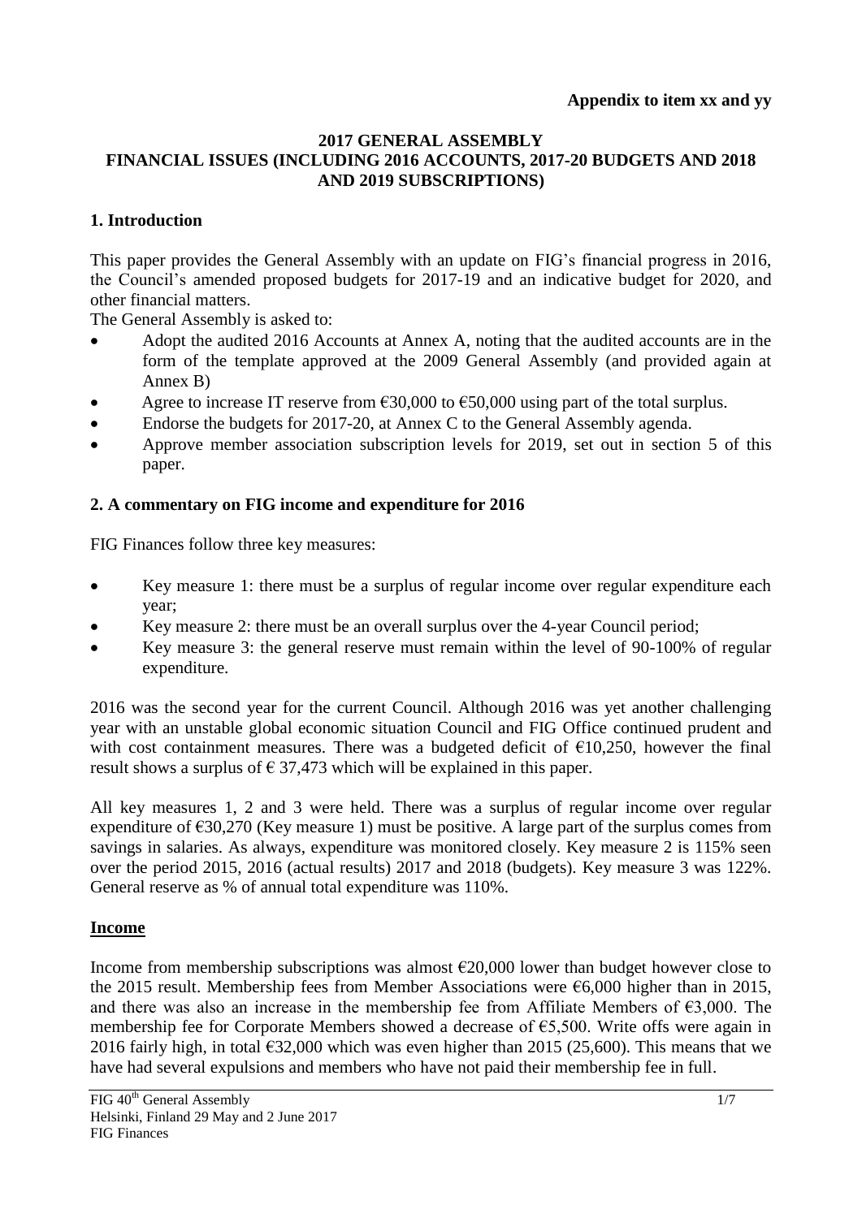**Appendix to item xx and yy**

# 2017 GENERAL ASSEMBLY
# FINANCIAL ISSUES (INCLUDING 2016 ACCOUNTS, 2017-20 BUDGETS AND 2018 AND 2019 SUBSCRIPTIONS)

## 1. Introduction

This paper provides the General Assembly with an update on FIG's financial progress in 2016, the Council's amended proposed budgets for 2017-19 and an indicative budget for 2020, and other financial matters.

The General Assembly is asked to:

- Adopt the audited 2016 Accounts at Annex A, noting that the audited accounts are in the form of the template approved at the 2009 General Assembly (and provided again at Annex B)
- Agree to increase IT reserve from €30,000 to €50,000 using part of the total surplus.
- Endorse the budgets for 2017-20, at Annex C to the General Assembly agenda.
- Approve member association subscription levels for 2019, set out in section 5 of this paper.

## 2. A commentary on FIG income and expenditure for 2016

FIG Finances follow three key measures:

- Key measure 1: there must be a surplus of regular income over regular expenditure each year;
- Key measure 2: there must be an overall surplus over the 4-year Council period;
- Key measure 3: the general reserve must remain within the level of 90-100% of regular expenditure.

2016 was the second year for the current Council. Although 2016 was yet another challenging year with an unstable global economic situation Council and FIG Office continued prudent and with cost containment measures. There was a budgeted deficit of €10,250, however the final result shows a surplus of € 37,473 which will be explained in this paper.

All key measures 1, 2 and 3 were held. There was a surplus of regular income over regular expenditure of €30,270 (Key measure 1) must be positive. A large part of the surplus comes from savings in salaries. As always, expenditure was monitored closely. Key measure 2 is 115% seen over the period 2015, 2016 (actual results) 2017 and 2018 (budgets). Key measure 3 was 122%. General reserve as % of annual total expenditure was 110%.

### Income

Income from membership subscriptions was almost €20,000 lower than budget however close to the 2015 result. Membership fees from Member Associations were €6,000 higher than in 2015, and there was also an increase in the membership fee from Affiliate Members of €3,000. The membership fee for Corporate Members showed a decrease of €5,500. Write offs were again in 2016 fairly high, in total €32,000 which was even higher than 2015 (25,600). This means that we have had several expulsions and members who have not paid their membership fee in full.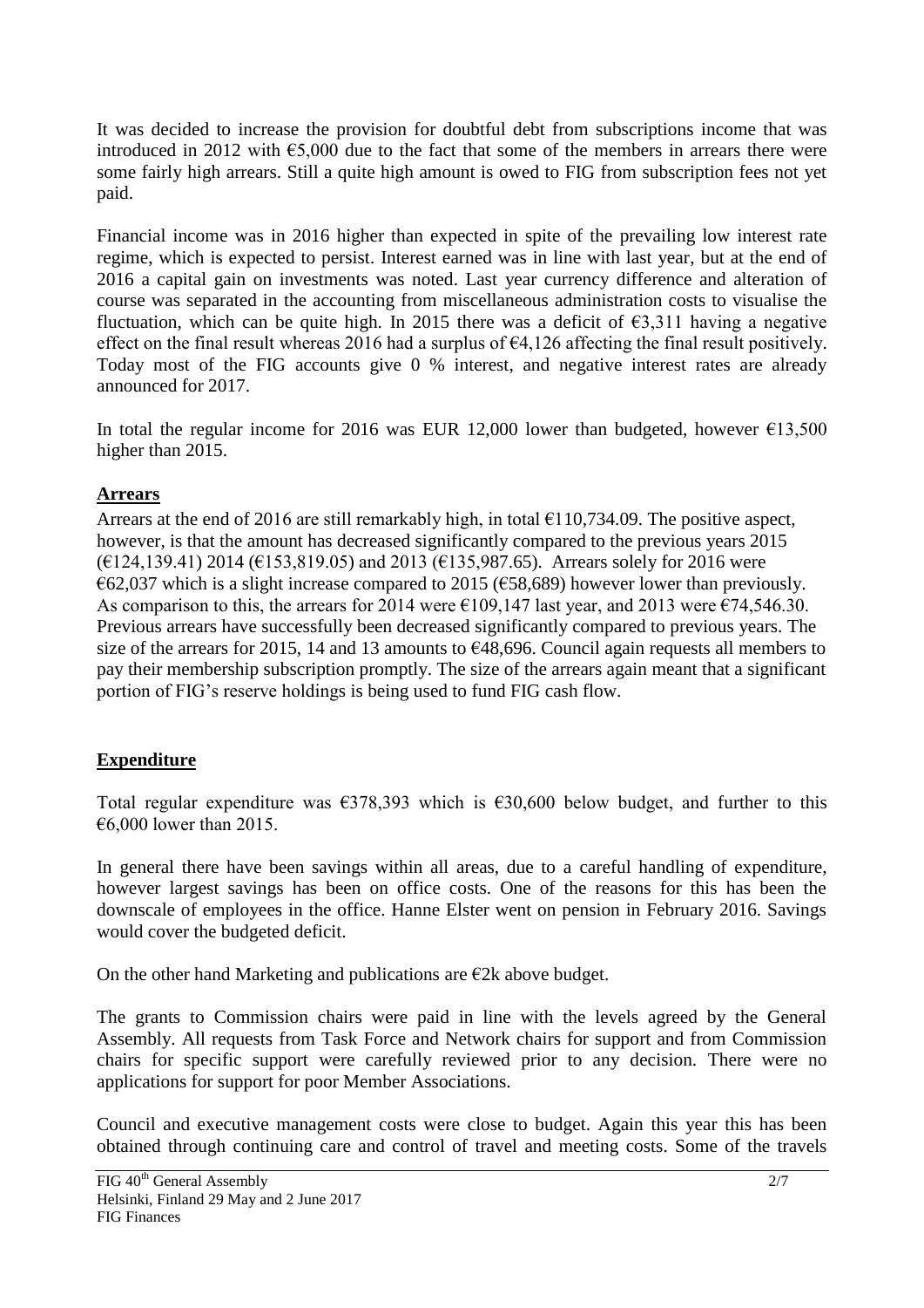It was decided to increase the provision for doubtful debt from subscriptions income that was introduced in 2012 with €5,000 due to the fact that some of the members in arrears there were some fairly high arrears. Still a quite high amount is owed to FIG from subscription fees not yet paid.

Financial income was in 2016 higher than expected in spite of the prevailing low interest rate regime, which is expected to persist. Interest earned was in line with last year, but at the end of 2016 a capital gain on investments was noted. Last year currency difference and alteration of course was separated in the accounting from miscellaneous administration costs to visualise the fluctuation, which can be quite high. In 2015 there was a deficit of €3,311 having a negative effect on the final result whereas 2016 had a surplus of €4,126 affecting the final result positively. Today most of the FIG accounts give 0 % interest, and negative interest rates are already announced for 2017.

In total the regular income for 2016 was EUR 12,000 lower than budgeted, however €13,500 higher than 2015.

## Arrears

Arrears at the end of 2016 are still remarkably high, in total €110,734.09. The positive aspect, however, is that the amount has decreased significantly compared to the previous years 2015 (€124,139.41) 2014 (€153,819.05) and 2013 (€135,987.65). Arrears solely for 2016 were €62,037 which is a slight increase compared to 2015 (€58,689) however lower than previously. As comparison to this, the arrears for 2014 were €109,147 last year, and 2013 were €74,546.30. Previous arrears have successfully been decreased significantly compared to previous years. The size of the arrears for 2015, 14 and 13 amounts to €48,696. Council again requests all members to pay their membership subscription promptly. The size of the arrears again meant that a significant portion of FIG's reserve holdings is being used to fund FIG cash flow.

## Expenditure

Total regular expenditure was €378,393 which is €30,600 below budget, and further to this €6,000 lower than 2015.

In general there have been savings within all areas, due to a careful handling of expenditure, however largest savings has been on office costs. One of the reasons for this has been the downscale of employees in the office. Hanne Elster went on pension in February 2016. Savings would cover the budgeted deficit.

On the other hand Marketing and publications are €2k above budget.

The grants to Commission chairs were paid in line with the levels agreed by the General Assembly. All requests from Task Force and Network chairs for support and from Commission chairs for specific support were carefully reviewed prior to any decision. There were no applications for support for poor Member Associations.

Council and executive management costs were close to budget. Again this year this has been obtained through continuing care and control of travel and meeting costs. Some of the travels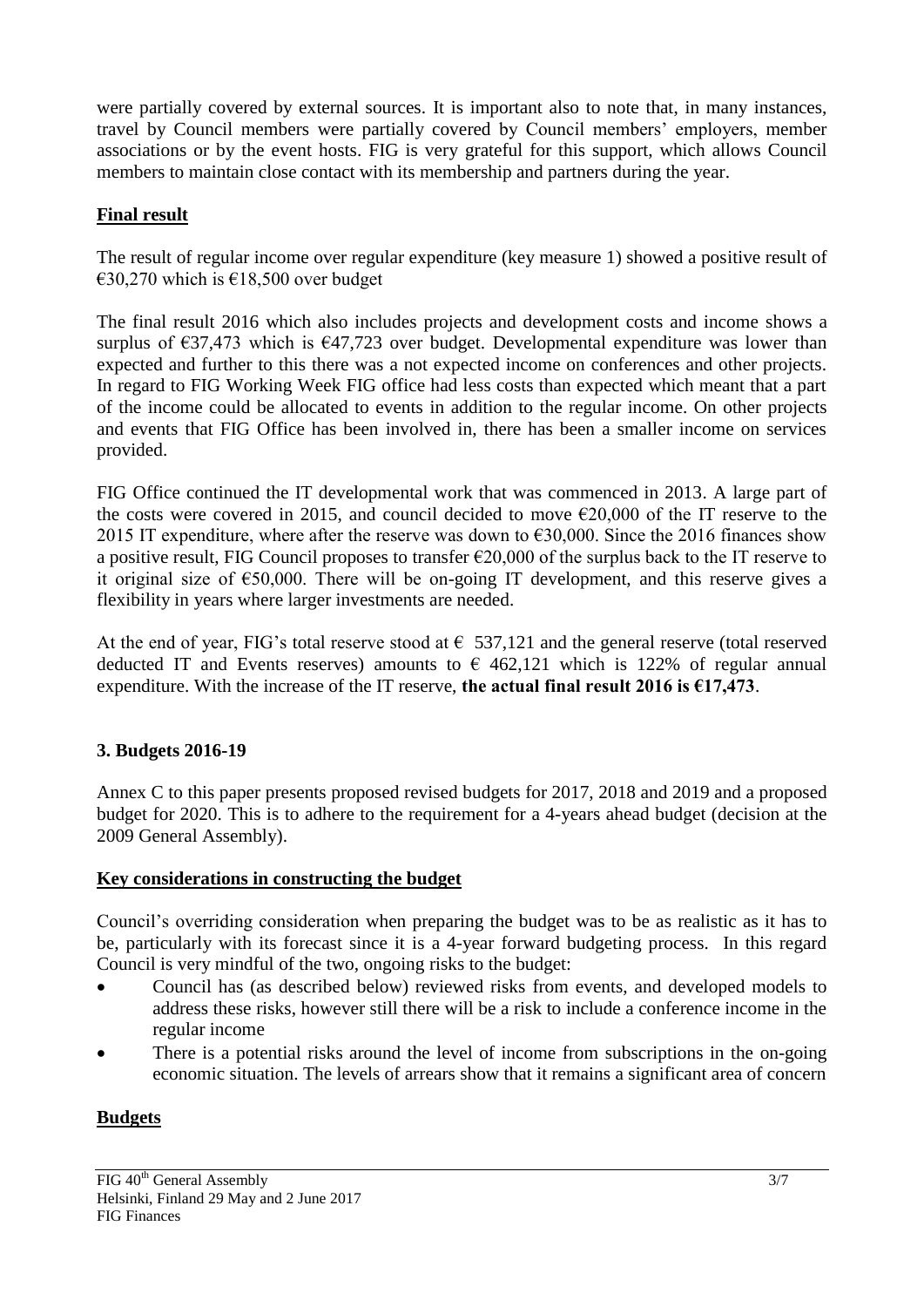were partially covered by external sources. It is important also to note that, in many instances, travel by Council members were partially covered by Council members' employers, member associations or by the event hosts. FIG is very grateful for this support, which allows Council members to maintain close contact with its membership and partners during the year.

**Final result**

The result of regular income over regular expenditure (key measure 1) showed a positive result of €30,270 which is €18,500 over budget

The final result 2016 which also includes projects and development costs and income shows a surplus of €37,473 which is €47,723 over budget. Developmental expenditure was lower than expected and further to this there was a not expected income on conferences and other projects. In regard to FIG Working Week FIG office had less costs than expected which meant that a part of the income could be allocated to events in addition to the regular income. On other projects and events that FIG Office has been involved in, there has been a smaller income on services provided.

FIG Office continued the IT developmental work that was commenced in 2013. A large part of the costs were covered in 2015, and council decided to move €20,000 of the IT reserve to the 2015 IT expenditure, where after the reserve was down to €30,000. Since the 2016 finances show a positive result, FIG Council proposes to transfer €20,000 of the surplus back to the IT reserve to it original size of €50,000. There will be on-going IT development, and this reserve gives a flexibility in years where larger investments are needed.

At the end of year, FIG's total reserve stood at € 537,121 and the general reserve (total reserved deducted IT and Events reserves) amounts to € 462,121 which is 122% of regular annual expenditure. With the increase of the IT reserve, **the actual final result 2016 is €17,473**.

## 3. Budgets 2016-19

Annex C to this paper presents proposed revised budgets for 2017, 2018 and 2019 and a proposed budget for 2020. This is to adhere to the requirement for a 4-years ahead budget (decision at the 2009 General Assembly).

**Key considerations in constructing the budget**

Council's overriding consideration when preparing the budget was to be as realistic as it has to be, particularly with its forecast since it is a 4-year forward budgeting process. In this regard Council is very mindful of the two, ongoing risks to the budget:

- Council has (as described below) reviewed risks from events, and developed models to address these risks, however still there will be a risk to include a conference income in the regular income
- There is a potential risks around the level of income from subscriptions in the on-going economic situation. The levels of arrears show that it remains a significant area of concern

**Budgets**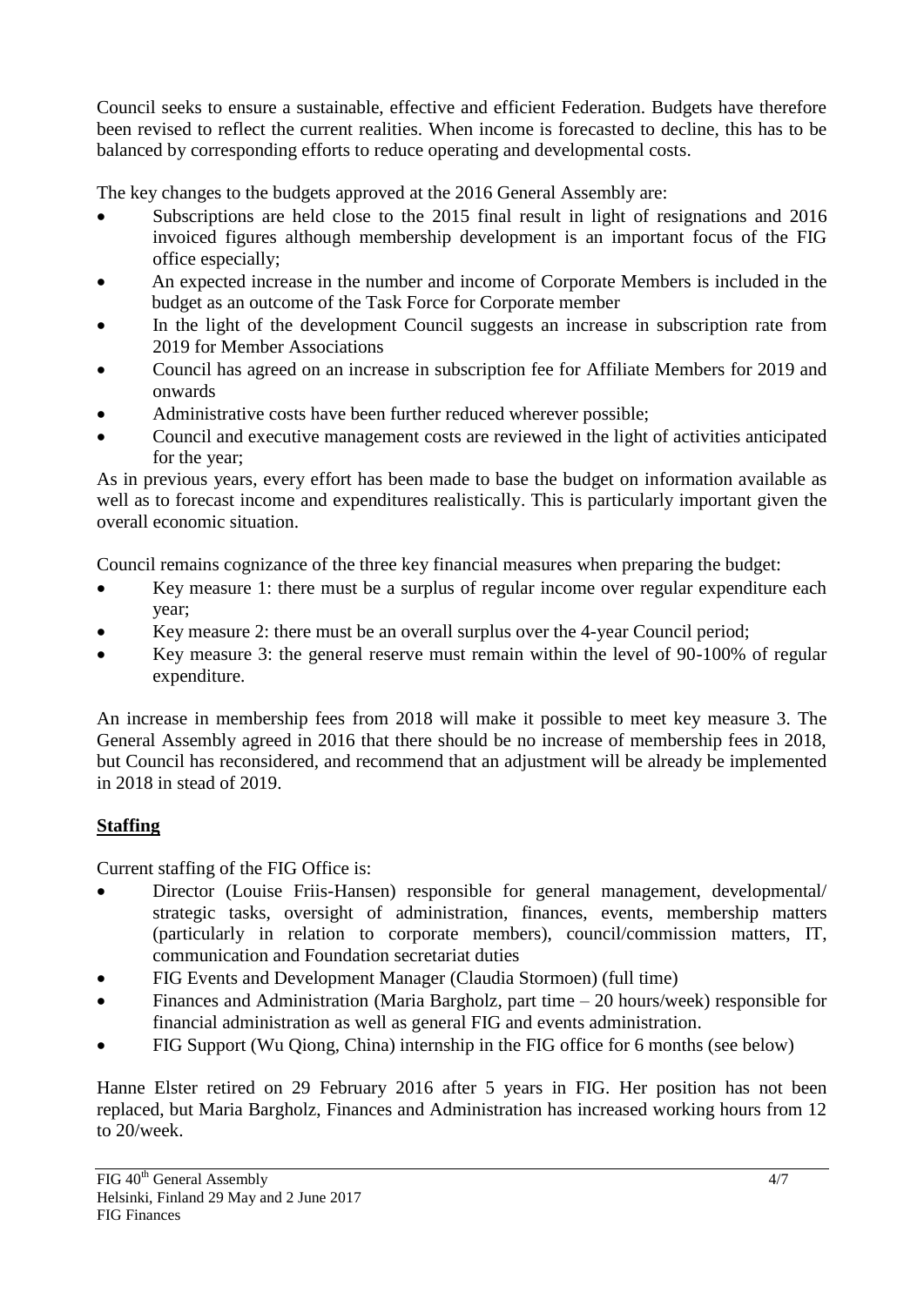Council seeks to ensure a sustainable, effective and efficient Federation. Budgets have therefore been revised to reflect the current realities. When income is forecasted to decline, this has to be balanced by corresponding efforts to reduce operating and developmental costs.

The key changes to the budgets approved at the 2016 General Assembly are:

- Subscriptions are held close to the 2015 final result in light of resignations and 2016 invoiced figures although membership development is an important focus of the FIG office especially;
- An expected increase in the number and income of Corporate Members is included in the budget as an outcome of the Task Force for Corporate member
- In the light of the development Council suggests an increase in subscription rate from 2019 for Member Associations
- Council has agreed on an increase in subscription fee for Affiliate Members for 2019 and onwards
- Administrative costs have been further reduced wherever possible;
- Council and executive management costs are reviewed in the light of activities anticipated for the year;

As in previous years, every effort has been made to base the budget on information available as well as to forecast income and expenditures realistically. This is particularly important given the overall economic situation.

Council remains cognizance of the three key financial measures when preparing the budget:

- Key measure 1: there must be a surplus of regular income over regular expenditure each year;
- Key measure 2: there must be an overall surplus over the 4-year Council period;
- Key measure 3: the general reserve must remain within the level of 90-100% of regular expenditure.

An increase in membership fees from 2018 will make it possible to meet key measure 3. The General Assembly agreed in 2016 that there should be no increase of membership fees in 2018, but Council has reconsidered, and recommend that an adjustment will be already be implemented in 2018 in stead of 2019.

## Staffing

Current staffing of the FIG Office is:

- Director (Louise Friis-Hansen) responsible for general management, developmental/ strategic tasks, oversight of administration, finances, events, membership matters (particularly in relation to corporate members), council/commission matters, IT, communication and Foundation secretariat duties
- FIG Events and Development Manager (Claudia Stormoen) (full time)
- Finances and Administration (Maria Bargholz, part time – 20 hours/week) responsible for financial administration as well as general FIG and events administration.
- FIG Support (Wu Qiong, China) internship in the FIG office for 6 months (see below)

Hanne Elster retired on 29 February 2016 after 5 years in FIG. Her position has not been replaced, but Maria Bargholz, Finances and Administration has increased working hours from 12 to 20/week.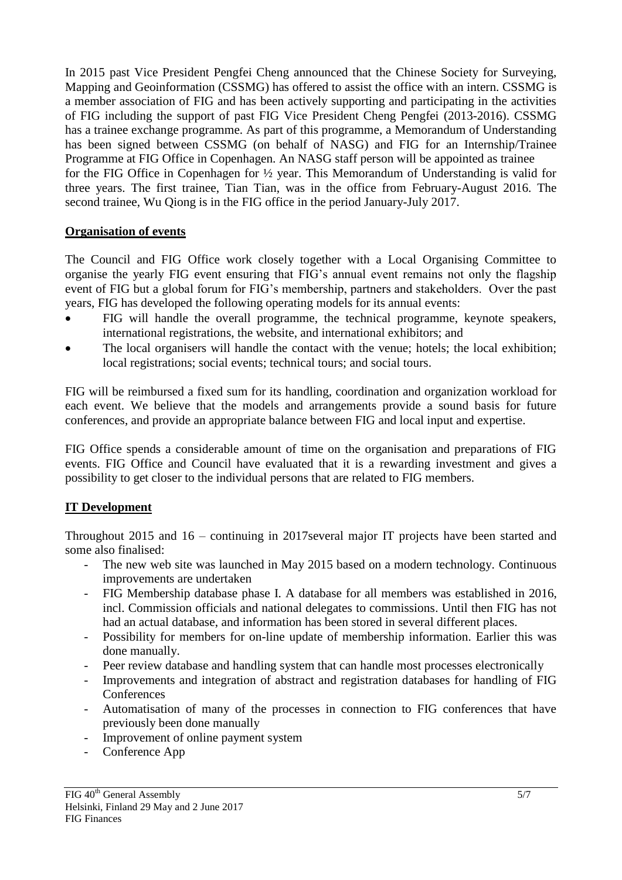In 2015 past Vice President Pengfei Cheng announced that the Chinese Society for Surveying, Mapping and Geoinformation (CSSMG) has offered to assist the office with an intern. CSSMG is a member association of FIG and has been actively supporting and participating in the activities of FIG including the support of past FIG Vice President Cheng Pengfei (2013-2016). CSSMG has a trainee exchange programme. As part of this programme, a Memorandum of Understanding has been signed between CSSMG (on behalf of NASG) and FIG for an Internship/Trainee Programme at FIG Office in Copenhagen. An NASG staff person will be appointed as trainee for the FIG Office in Copenhagen for ½ year. This Memorandum of Understanding is valid for three years. The first trainee, Tian Tian, was in the office from February-August 2016. The second trainee, Wu Qiong is in the FIG office in the period January-July 2017.

## Organisation of events

The Council and FIG Office work closely together with a Local Organising Committee to organise the yearly FIG event ensuring that FIG's annual event remains not only the flagship event of FIG but a global forum for FIG's membership, partners and stakeholders. Over the past years, FIG has developed the following operating models for its annual events:

- FIG will handle the overall programme, the technical programme, keynote speakers, international registrations, the website, and international exhibitors; and
- The local organisers will handle the contact with the venue; hotels; the local exhibition; local registrations; social events; technical tours; and social tours.

FIG will be reimbursed a fixed sum for its handling, coordination and organization workload for each event. We believe that the models and arrangements provide a sound basis for future conferences, and provide an appropriate balance between FIG and local input and expertise.

FIG Office spends a considerable amount of time on the organisation and preparations of FIG events. FIG Office and Council have evaluated that it is a rewarding investment and gives a possibility to get closer to the individual persons that are related to FIG members.

## IT Development

Throughout 2015 and 16 – continuing in 2017several major IT projects have been started and some also finalised:

- The new web site was launched in May 2015 based on a modern technology. Continuous improvements are undertaken
- FIG Membership database phase I. A database for all members was established in 2016, incl. Commission officials and national delegates to commissions. Until then FIG has not had an actual database, and information has been stored in several different places.
- Possibility for members for on-line update of membership information. Earlier this was done manually.
- Peer review database and handling system that can handle most processes electronically
- Improvements and integration of abstract and registration databases for handling of FIG Conferences
- Automatisation of many of the processes in connection to FIG conferences that have previously been done manually
- Improvement of online payment system
- Conference App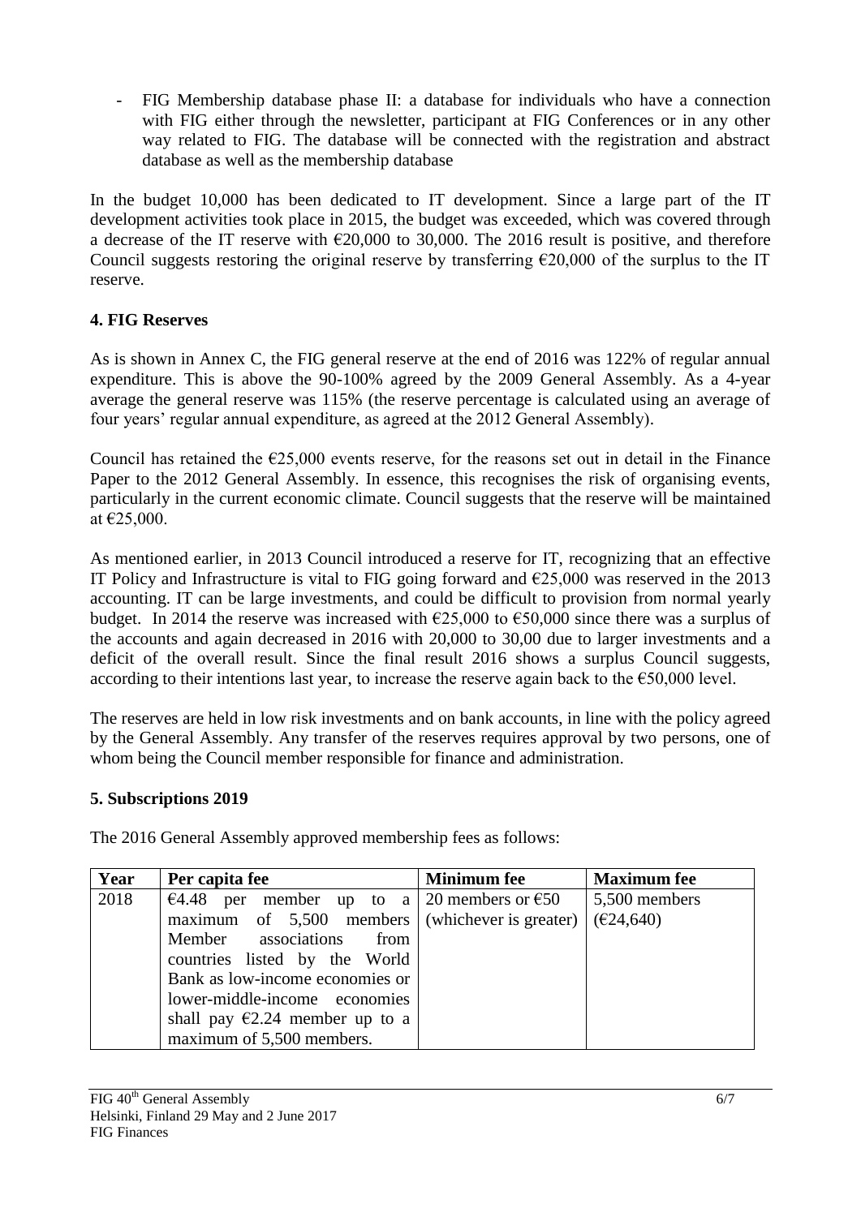- FIG Membership database phase II: a database for individuals who have a connection with FIG either through the newsletter, participant at FIG Conferences or in any other way related to FIG. The database will be connected with the registration and abstract database as well as the membership database

In the budget 10,000 has been dedicated to IT development. Since a large part of the IT development activities took place in 2015, the budget was exceeded, which was covered through a decrease of the IT reserve with €20,000 to 30,000. The 2016 result is positive, and therefore Council suggests restoring the original reserve by transferring €20,000 of the surplus to the IT reserve.

## 4. FIG Reserves

As is shown in Annex C, the FIG general reserve at the end of 2016 was 122% of regular annual expenditure. This is above the 90-100% agreed by the 2009 General Assembly. As a 4-year average the general reserve was 115% (the reserve percentage is calculated using an average of four years' regular annual expenditure, as agreed at the 2012 General Assembly).

Council has retained the €25,000 events reserve, for the reasons set out in detail in the Finance Paper to the 2012 General Assembly. In essence, this recognises the risk of organising events, particularly in the current economic climate. Council suggests that the reserve will be maintained at €25,000.

As mentioned earlier, in 2013 Council introduced a reserve for IT, recognizing that an effective IT Policy and Infrastructure is vital to FIG going forward and €25,000 was reserved in the 2013 accounting. IT can be large investments, and could be difficult to provision from normal yearly budget. In 2014 the reserve was increased with €25,000 to €50,000 since there was a surplus of the accounts and again decreased in 2016 with 20,000 to 30,00 due to larger investments and a deficit of the overall result. Since the final result 2016 shows a surplus Council suggests, according to their intentions last year, to increase the reserve again back to the €50,000 level.

The reserves are held in low risk investments and on bank accounts, in line with the policy agreed by the General Assembly. Any transfer of the reserves requires approval by two persons, one of whom being the Council member responsible for finance and administration.

## 5. Subscriptions 2019

The 2016 General Assembly approved membership fees as follows:

| Year | Per capita fee | Minimum fee | Maximum fee |
|---|---|---|---|
| 2018 | €4.48 per member up to a maximum of 5,500 members Member associations from countries listed by the World Bank as low-income economies or lower-middle-income economies shall pay €2.24 member up to a maximum of 5,500 members. | 20 members or €50 (whichever is greater) | 5,500 members (€24,640) |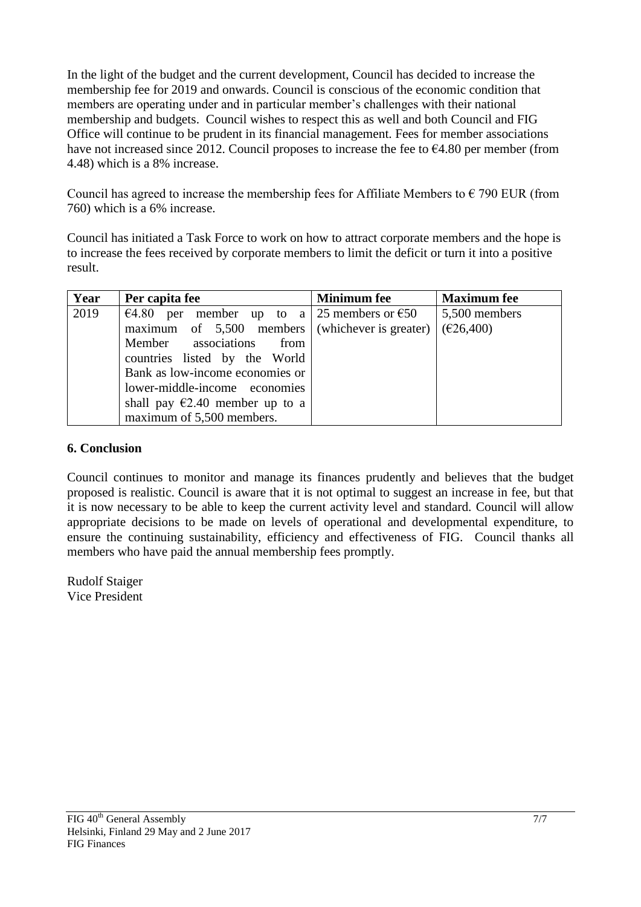In the light of the budget and the current development, Council has decided to increase the membership fee for 2019 and onwards. Council is conscious of the economic condition that members are operating under and in particular member's challenges with their national membership and budgets. Council wishes to respect this as well and both Council and FIG Office will continue to be prudent in its financial management. Fees for member associations have not increased since 2012. Council proposes to increase the fee to €4.80 per member (from 4.48) which is a 8% increase.

Council has agreed to increase the membership fees for Affiliate Members to € 790 EUR (from 760) which is a 6% increase.

Council has initiated a Task Force to work on how to attract corporate members and the hope is to increase the fees received by corporate members to limit the deficit or turn it into a positive result.

| Year | Per capita fee | Minimum fee | Maximum fee |
|---|---|---|---|
| 2019 | €4.80 per member up to a maximum of 5,500 members Member associations from countries listed by the World Bank as low-income economies or lower-middle-income economies shall pay €2.40 member up to a maximum of 5,500 members. | 25 members or €50 (whichever is greater) | 5,500 members (€26,400) |

## 6. Conclusion

Council continues to monitor and manage its finances prudently and believes that the budget proposed is realistic. Council is aware that it is not optimal to suggest an increase in fee, but that it is now necessary to be able to keep the current activity level and standard. Council will allow appropriate decisions to be made on levels of operational and developmental expenditure, to ensure the continuing sustainability, efficiency and effectiveness of FIG. Council thanks all members who have paid the annual membership fees promptly.

Rudolf Staiger
Vice President